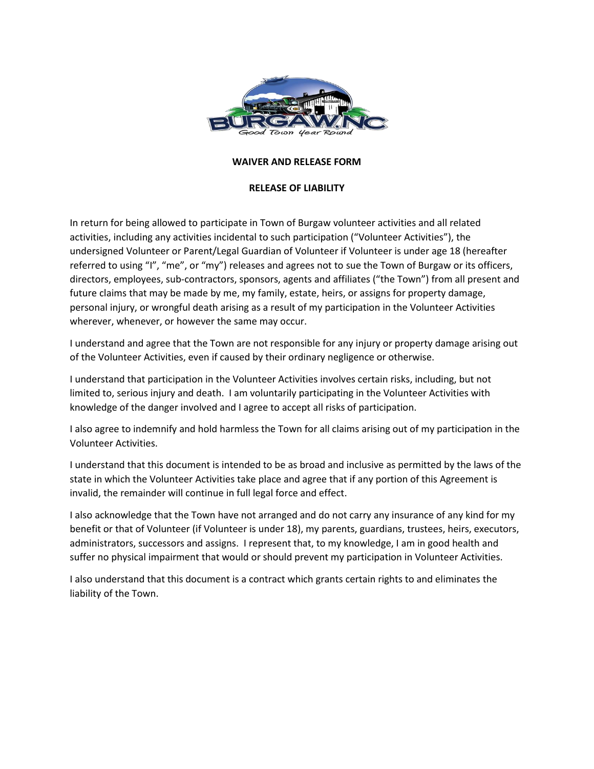**WAIVER AND RELEASE FORM**

**RELEASE OF LIABILITY**

In return for being allowed to participate in Town of Burgaw volunteer activities and all related activities, including any activities incidental to such participation (“Volunteer Activities”), the undersigned Volunteer or Parent/Legal Guardian of Volunteer if Volunteer is under age 18 (hereafter referred to using “I”, “me”, or “my”) releases and agrees not to sue the Town of Burgaw or its officers, directors, employees, sub-contractors, sponsors, agents and affiliates (“the Town”) from all present and future claims that may be made by me, my family, estate, heirs, or assigns for property damage, personal injury, or wrongful death arising as a result of my participation in the Volunteer Activities wherever, whenever, or however the same may occur.

I understand and agree that the Town are not responsible for any injury or property damage arising out of the Volunteer Activities, even if caused by their ordinary negligence or otherwise.

I understand that participation in the Volunteer Activities involves certain risks, including, but not limited to, serious injury and death. I am voluntarily participating in the Volunteer Activities with knowledge of the danger involved and I agree to accept all risks of participation.

I also agree to indemnify and hold harmless the Town for all claims arising out of my participation in the Volunteer Activities.

I understand that this document is intended to be as broad and inclusive as permitted by the laws of the state in which the Volunteer Activities take place and agree that if any portion of this Agreement is invalid, the remainder will continue in full legal force and effect.

I also acknowledge that the Town have not arranged and do not carry any insurance of any kind for my benefit or that of Volunteer (if Volunteer is under 18), my parents, guardians, trustees, heirs, executors, administrators, successors and assigns. I represent that, to my knowledge, I am in good health and suffer no physical impairment that would or should prevent my participation in Volunteer Activities.

I also understand that this document is a contract which grants certain rights to and eliminates the liability of the Town.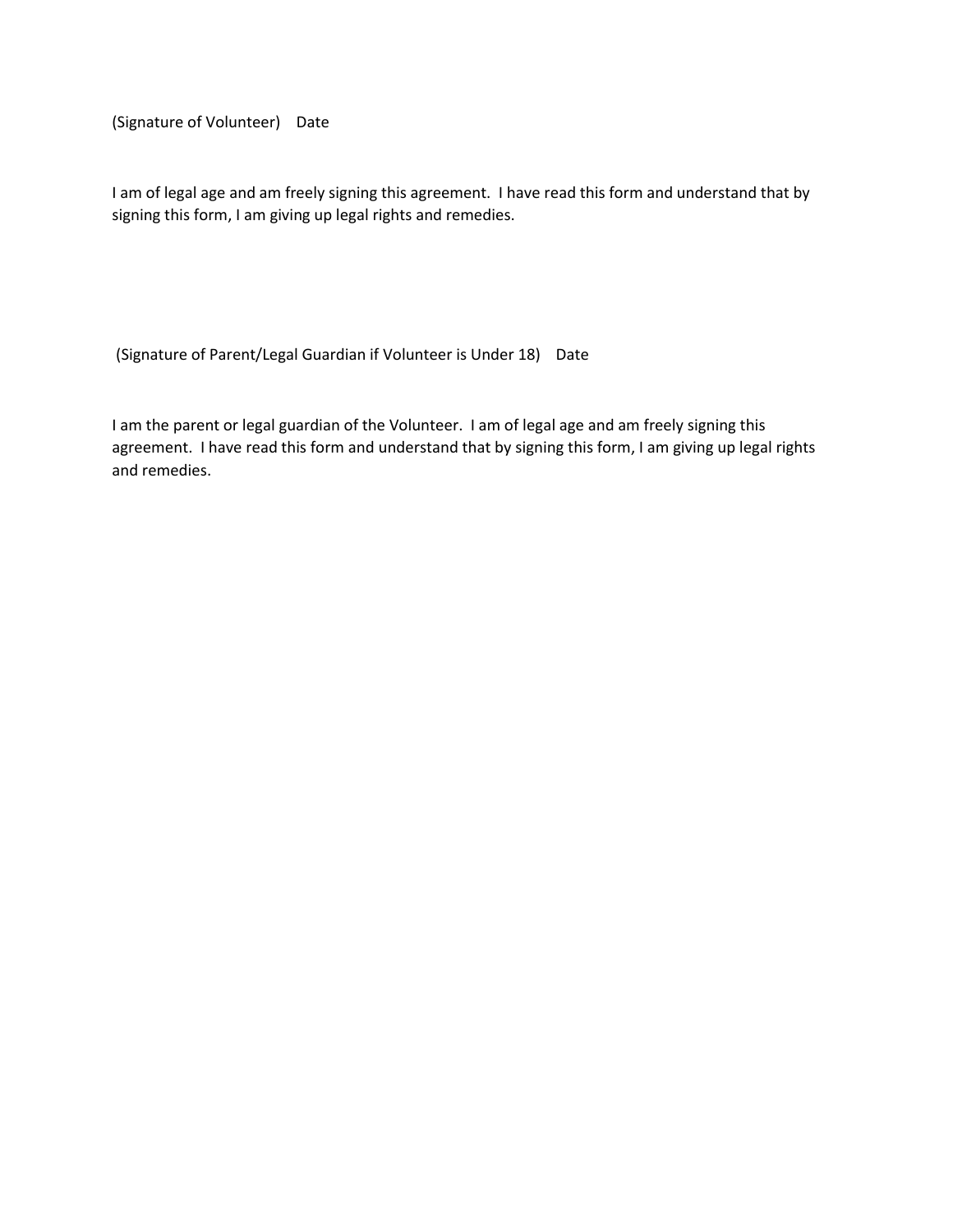(Signature of Volunteer)    Date

I am of legal age and am freely signing this agreement.  I have read this form and understand that by signing this form, I am giving up legal rights and remedies.

(Signature of Parent/Legal Guardian if Volunteer is Under 18)    Date

I am the parent or legal guardian of the Volunteer.  I am of legal age and am freely signing this agreement.  I have read this form and understand that by signing this form, I am giving up legal rights and remedies.